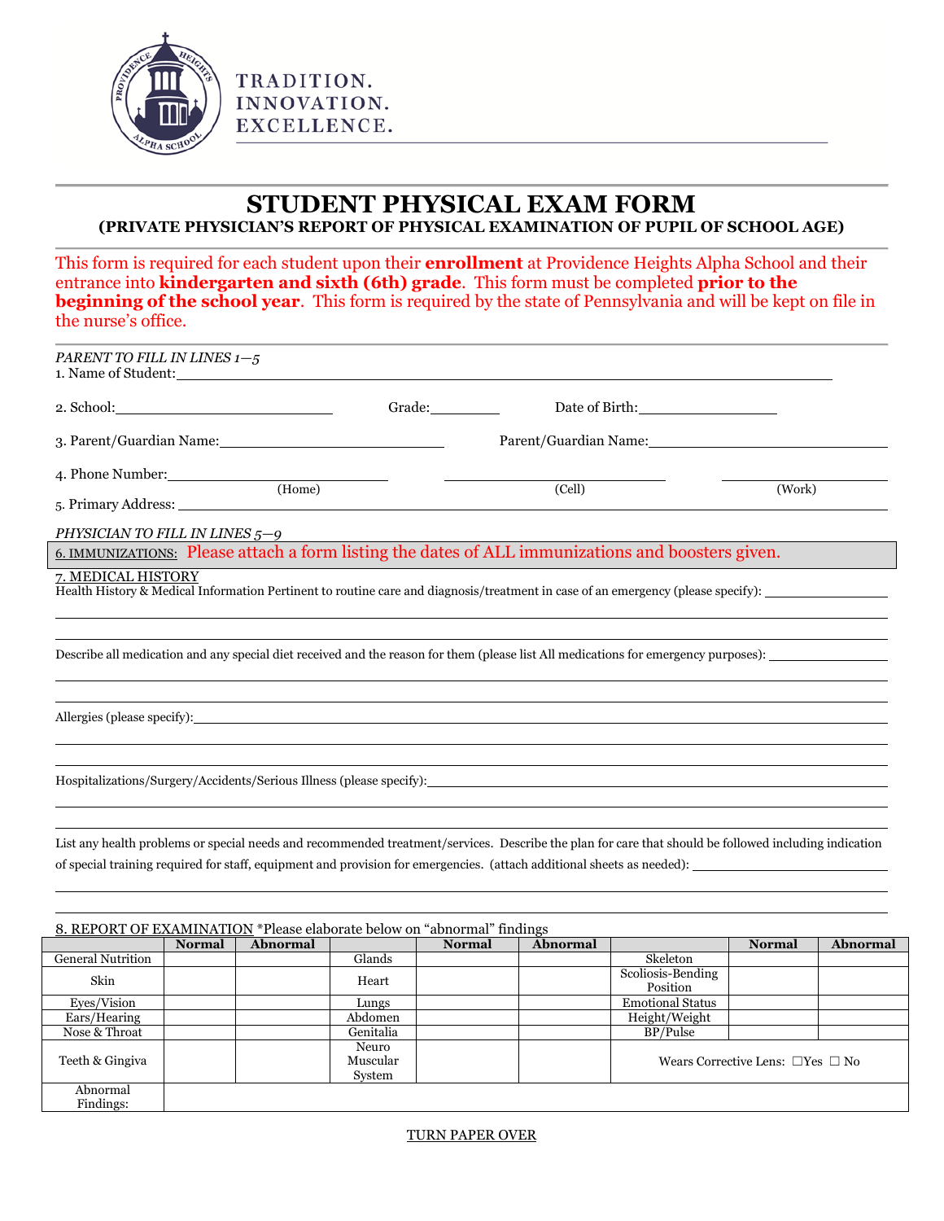TRADITION.
INNOVATION.
EXCELLENCE.

# STUDENT PHYSICAL EXAM FORM

## (PRIVATE PHYSICIAN'S REPORT OF PHYSICAL EXAMINATION OF PUPIL OF SCHOOL AGE)

This form is required for each student upon their **enrollment** at Providence Heights Alpha School and their entrance into **kindergarten and sixth (6th) grade**. This form must be completed **prior to the beginning of the school year**. This form is required by the state of Pennsylvania and will be kept on file in the nurse's office.

*PARENT TO FILL IN LINES 1—5*

1. Name of Student: ______________________________

2. School: ______________ Grade: ________ Date of Birth: ______________

3. Parent/Guardian Name: ______________ Parent/Guardian Name: ______________

4. Phone Number: ______________ (Home) ______________ (Cell) ______________ (Work)

5. Primary Address: ______________________________

*PHYSICIAN TO FILL IN LINES 5—9*

6. IMMUNIZATIONS: Please attach a form listing the dates of ALL immunizations and boosters given.

7. MEDICAL HISTORY

Health History & Medical Information Pertinent to routine care and diagnosis/treatment in case of an emergency (please specify): ______________________________

Describe all medication and any special diet received and the reason for them (please list All medications for emergency purposes): ______________________________

Allergies (please specify): ______________________________

Hospitalizations/Surgery/Accidents/Serious Illness (please specify): ______________________________

List any health problems or special needs and recommended treatment/services. Describe the plan for care that should be followed including indication of special training required for staff, equipment and provision for emergencies. (attach additional sheets as needed): ______________________________

8. REPORT OF EXAMINATION *Please elaborate below on "abnormal" findings

| | Normal | Abnormal | | Normal | Abnormal | | Normal | Abnormal |
|---|---|---|---|---|---|---|---|---|
| General Nutrition | | | Glands | | | Skeleton | | |
| Skin | | | Heart | | | Scoliosis-Bending Position | | |
| Eyes/Vision | | | Lungs | | | Emotional Status | | |
| Ears/Hearing | | | Abdomen | | | Height/Weight | | |
| Nose & Throat | | | Genitalia | | | BP/Pulse | | |
| Teeth & Gingiva | | | Neuro Muscular System | | | Wears Corrective Lens: ☐Yes ☐ No | | |
| Abnormal Findings: | | | | | | | | |

TURN PAPER OVER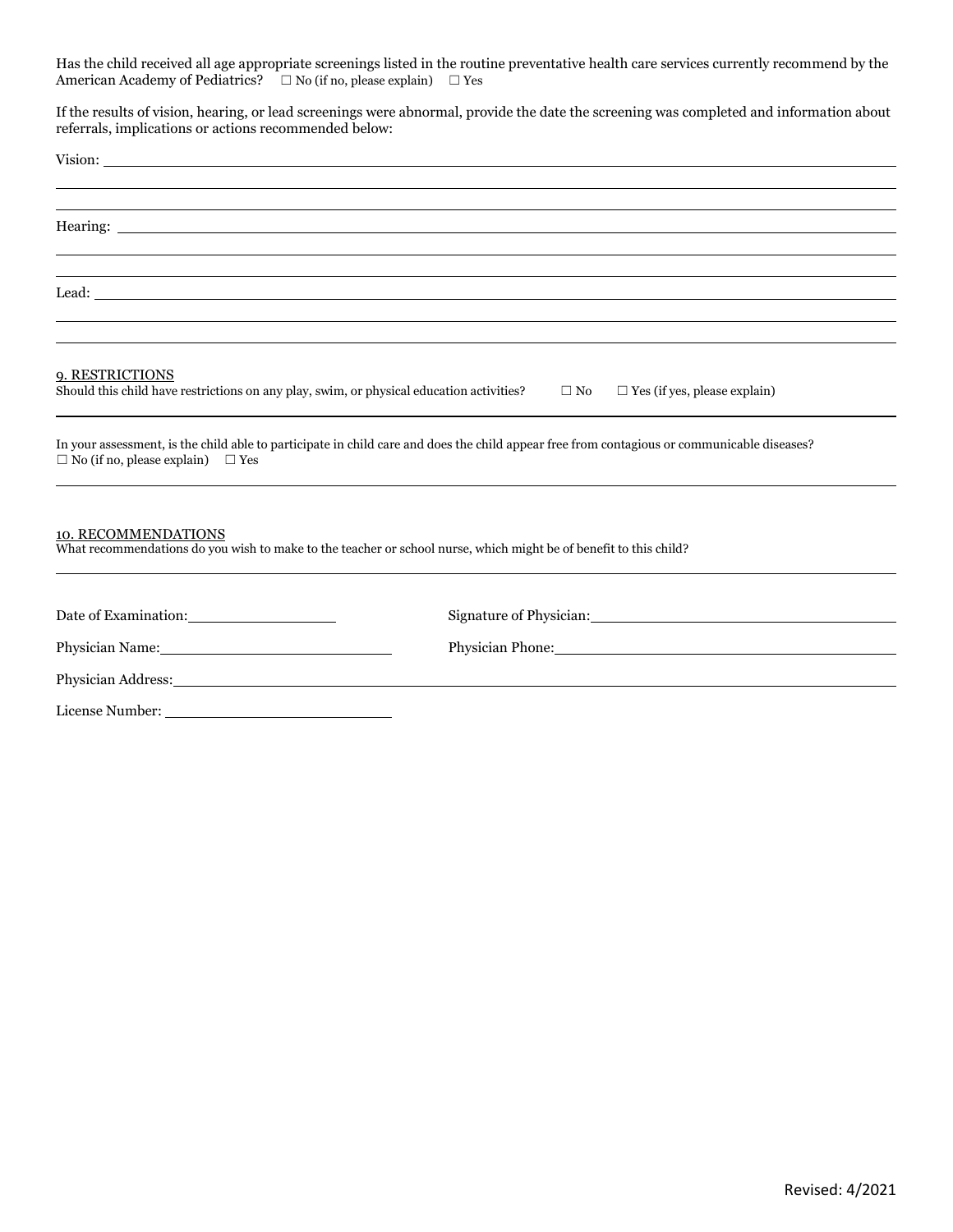Has the child received all age appropriate screenings listed in the routine preventative health care services currently recommend by the American Academy of Pediatrics? ☐ No (if no, please explain) ☐ Yes

If the results of vision, hearing, or lead screenings were abnormal, provide the date the screening was completed and information about referrals, implications or actions recommended below:

Vision: ______________________________________________

Hearing: ______________________________________________

Lead: ______________________________________________

## 9. RESTRICTIONS

Should this child have restrictions on any play, swim, or physical education activities? ☐ No ☐ Yes (if yes, please explain)

In your assessment, is the child able to participate in child care and does the child appear free from contagious or communicable diseases?
☐ No (if no, please explain) ☐ Yes

## 10. RECOMMENDATIONS

What recommendations do you wish to make to the teacher or school nurse, which might be of benefit to this child?

Date of Examination: ____________________ Signature of Physician: ____________________

Physician Name: ____________________ Physician Phone: ____________________

Physician Address: ____________________

License Number: ____________________

Revised: 4/2021